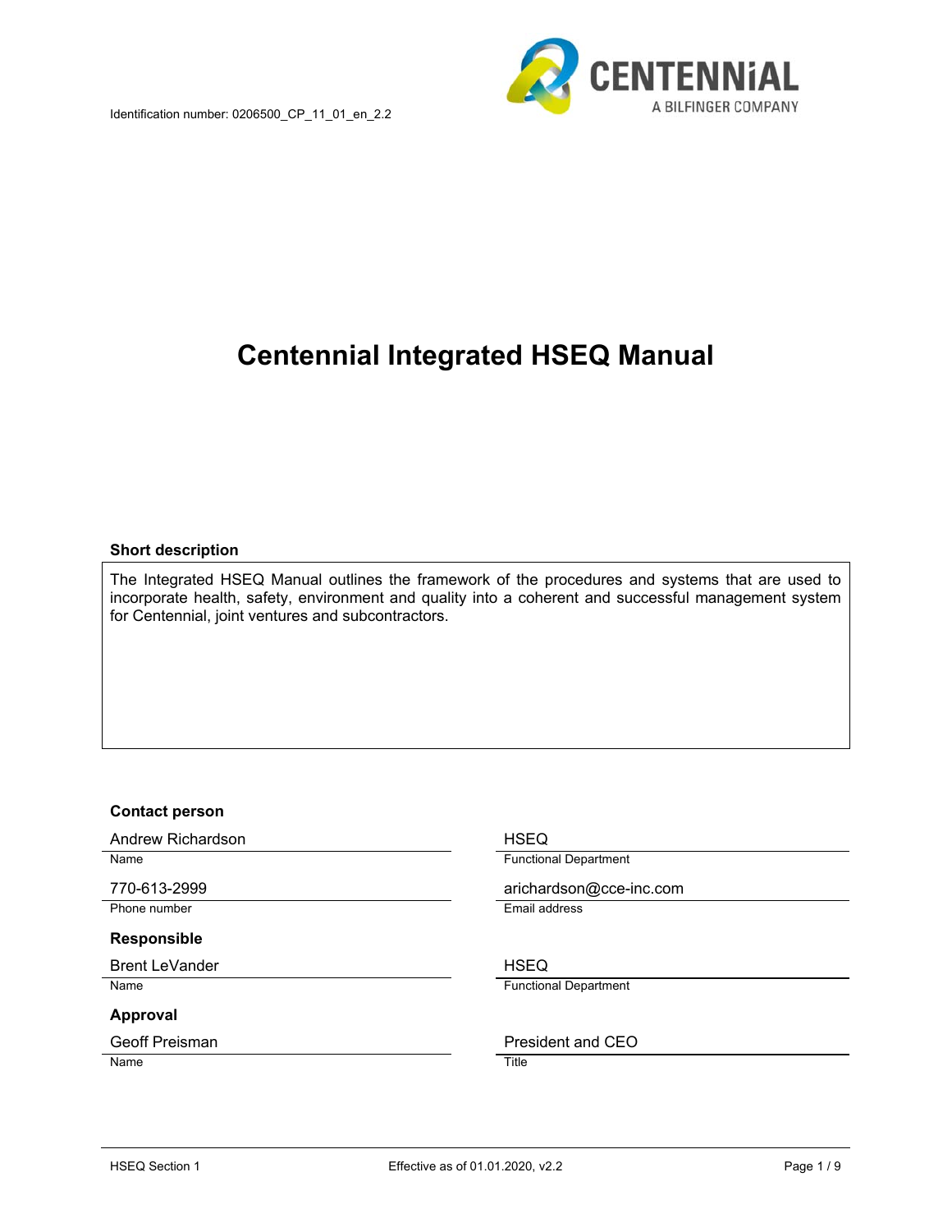Identification number: 0206500_CP_11_01_en_2.2

# Centennial Integrated HSEQ Manual

**Short description**

The Integrated HSEQ Manual outlines the framework of the procedures and systems that are used to incorporate health, safety, environment and quality into a coherent and successful management system for Centennial, joint ventures and subcontractors.

**Contact person**

| | |
|---|---|
| Andrew Richardson | HSEQ |
| Name | Functional Department |
| 770-613-2999 | arichardson@cce-inc.com |
| Phone number | Email address |

**Responsible**

| | |
|---|---|
| Brent LeVander | HSEQ |
| Name | Functional Department |

**Approval**

| | |
|---|---|
| Geoff Preisman | President and CEO |
| Name | Title |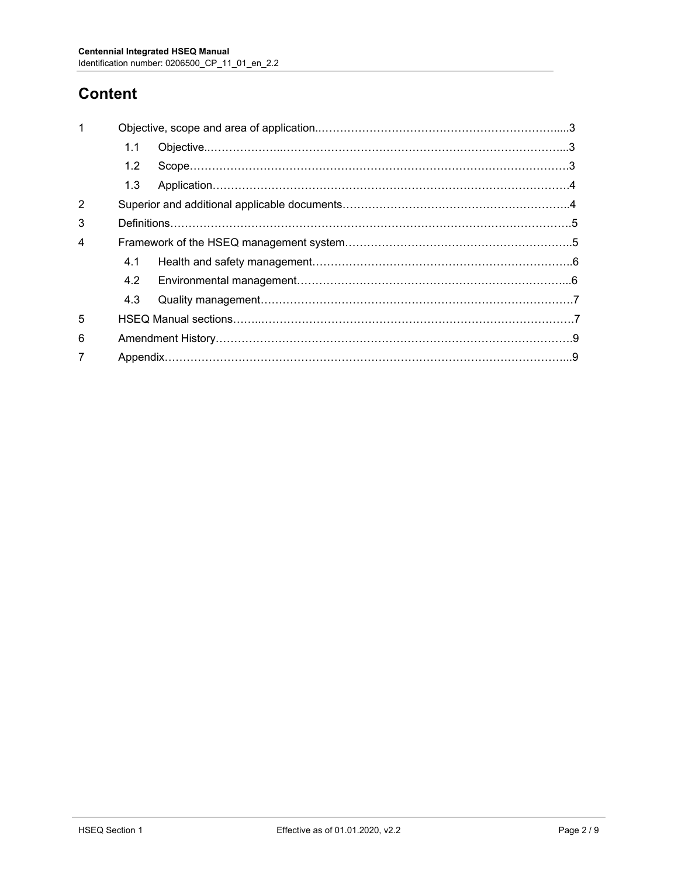# Content

| | | | |
|---|---|---|---|
| 1 | Objective, scope and area of application | | 3 |
| | 1.1 | Objective | 3 |
| | 1.2 | Scope | 3 |
| | 1.3 | Application | 4 |
| 2 | Superior and additional applicable documents | | 4 |
| 3 | Definitions | | 5 |
| 4 | Framework of the HSEQ management system | | 5 |
| | 4.1 | Health and safety management | 6 |
| | 4.2 | Environmental management | 6 |
| | 4.3 | Quality management | 7 |
| 5 | HSEQ Manual sections | | 7 |
| 6 | Amendment History | | 9 |
| 7 | Appendix | | 9 |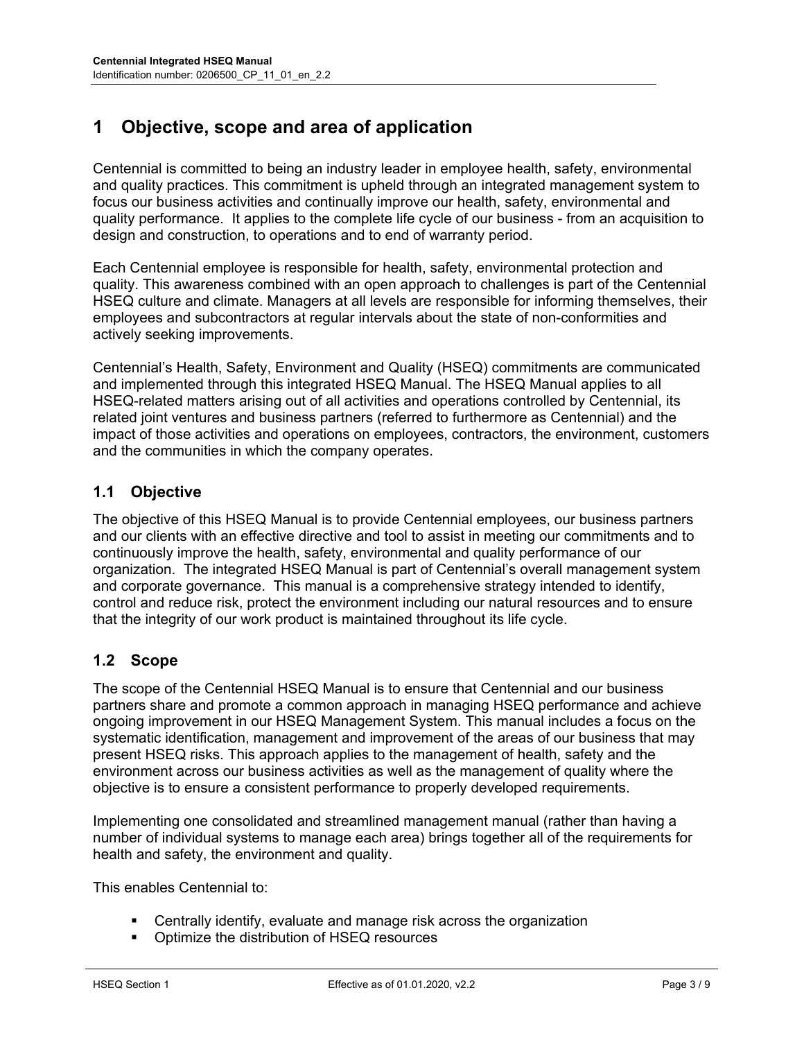# 1 Objective, scope and area of application

Centennial is committed to being an industry leader in employee health, safety, environmental and quality practices. This commitment is upheld through an integrated management system to focus our business activities and continually improve our health, safety, environmental and quality performance. It applies to the complete life cycle of our business - from an acquisition to design and construction, to operations and to end of warranty period.

Each Centennial employee is responsible for health, safety, environmental protection and quality. This awareness combined with an open approach to challenges is part of the Centennial HSEQ culture and climate. Managers at all levels are responsible for informing themselves, their employees and subcontractors at regular intervals about the state of non-conformities and actively seeking improvements.

Centennial's Health, Safety, Environment and Quality (HSEQ) commitments are communicated and implemented through this integrated HSEQ Manual. The HSEQ Manual applies to all HSEQ-related matters arising out of all activities and operations controlled by Centennial, its related joint ventures and business partners (referred to furthermore as Centennial) and the impact of those activities and operations on employees, contractors, the environment, customers and the communities in which the company operates.

## 1.1 Objective

The objective of this HSEQ Manual is to provide Centennial employees, our business partners and our clients with an effective directive and tool to assist in meeting our commitments and to continuously improve the health, safety, environmental and quality performance of our organization. The integrated HSEQ Manual is part of Centennial's overall management system and corporate governance. This manual is a comprehensive strategy intended to identify, control and reduce risk, protect the environment including our natural resources and to ensure that the integrity of our work product is maintained throughout its life cycle.

## 1.2 Scope

The scope of the Centennial HSEQ Manual is to ensure that Centennial and our business partners share and promote a common approach in managing HSEQ performance and achieve ongoing improvement in our HSEQ Management System. This manual includes a focus on the systematic identification, management and improvement of the areas of our business that may present HSEQ risks. This approach applies to the management of health, safety and the environment across our business activities as well as the management of quality where the objective is to ensure a consistent performance to properly developed requirements.

Implementing one consolidated and streamlined management manual (rather than having a number of individual systems to manage each area) brings together all of the requirements for health and safety, the environment and quality.

This enables Centennial to:

- Centrally identify, evaluate and manage risk across the organization
- Optimize the distribution of HSEQ resources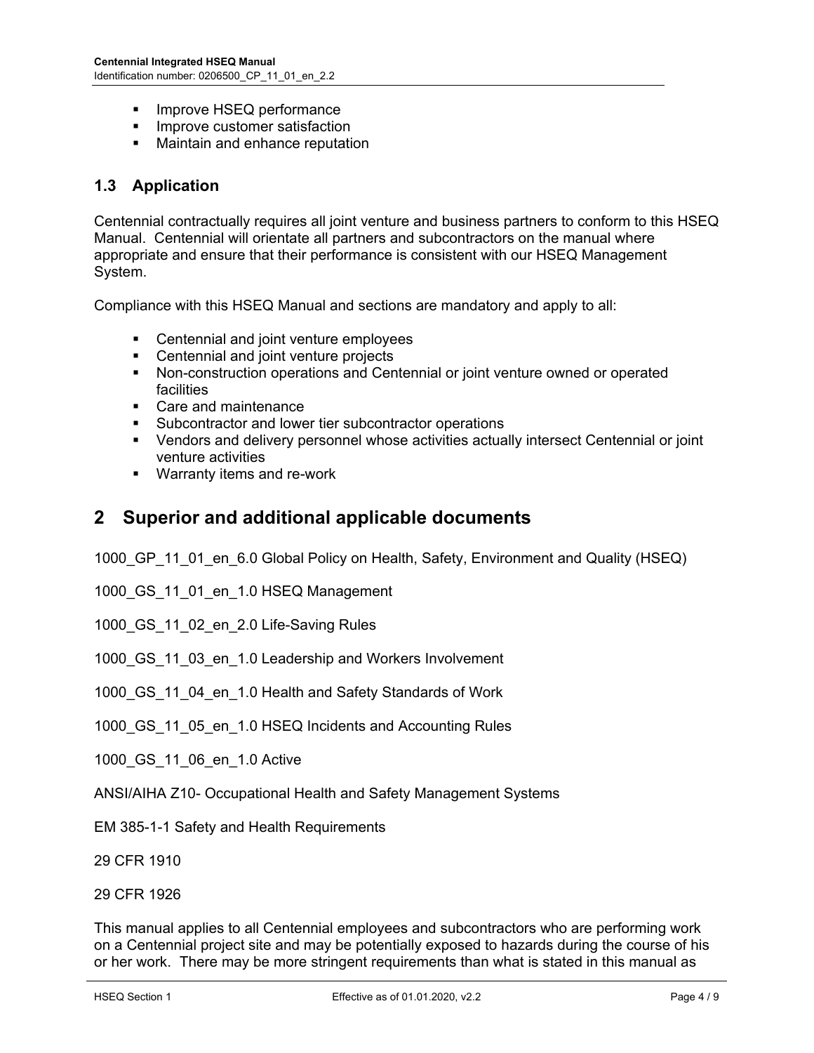- Improve HSEQ performance
- Improve customer satisfaction
- Maintain and enhance reputation

### 1.3 Application

Centennial contractually requires all joint venture and business partners to conform to this HSEQ Manual. Centennial will orientate all partners and subcontractors on the manual where appropriate and ensure that their performance is consistent with our HSEQ Management System.

Compliance with this HSEQ Manual and sections are mandatory and apply to all:

- Centennial and joint venture employees
- Centennial and joint venture projects
- Non-construction operations and Centennial or joint venture owned or operated facilities
- Care and maintenance
- Subcontractor and lower tier subcontractor operations
- Vendors and delivery personnel whose activities actually intersect Centennial or joint venture activities
- Warranty items and re-work

## 2 Superior and additional applicable documents

1000_GP_11_01_en_6.0 Global Policy on Health, Safety, Environment and Quality (HSEQ)

1000_GS_11_01_en_1.0 HSEQ Management

1000_GS_11_02_en_2.0 Life-Saving Rules

1000_GS_11_03_en_1.0 Leadership and Workers Involvement

1000_GS_11_04_en_1.0 Health and Safety Standards of Work

1000_GS_11_05_en_1.0 HSEQ Incidents and Accounting Rules

1000_GS_11_06_en_1.0 Active

ANSI/AIHA Z10- Occupational Health and Safety Management Systems

EM 385-1-1 Safety and Health Requirements

29 CFR 1910

29 CFR 1926

This manual applies to all Centennial employees and subcontractors who are performing work on a Centennial project site and may be potentially exposed to hazards during the course of his or her work. There may be more stringent requirements than what is stated in this manual as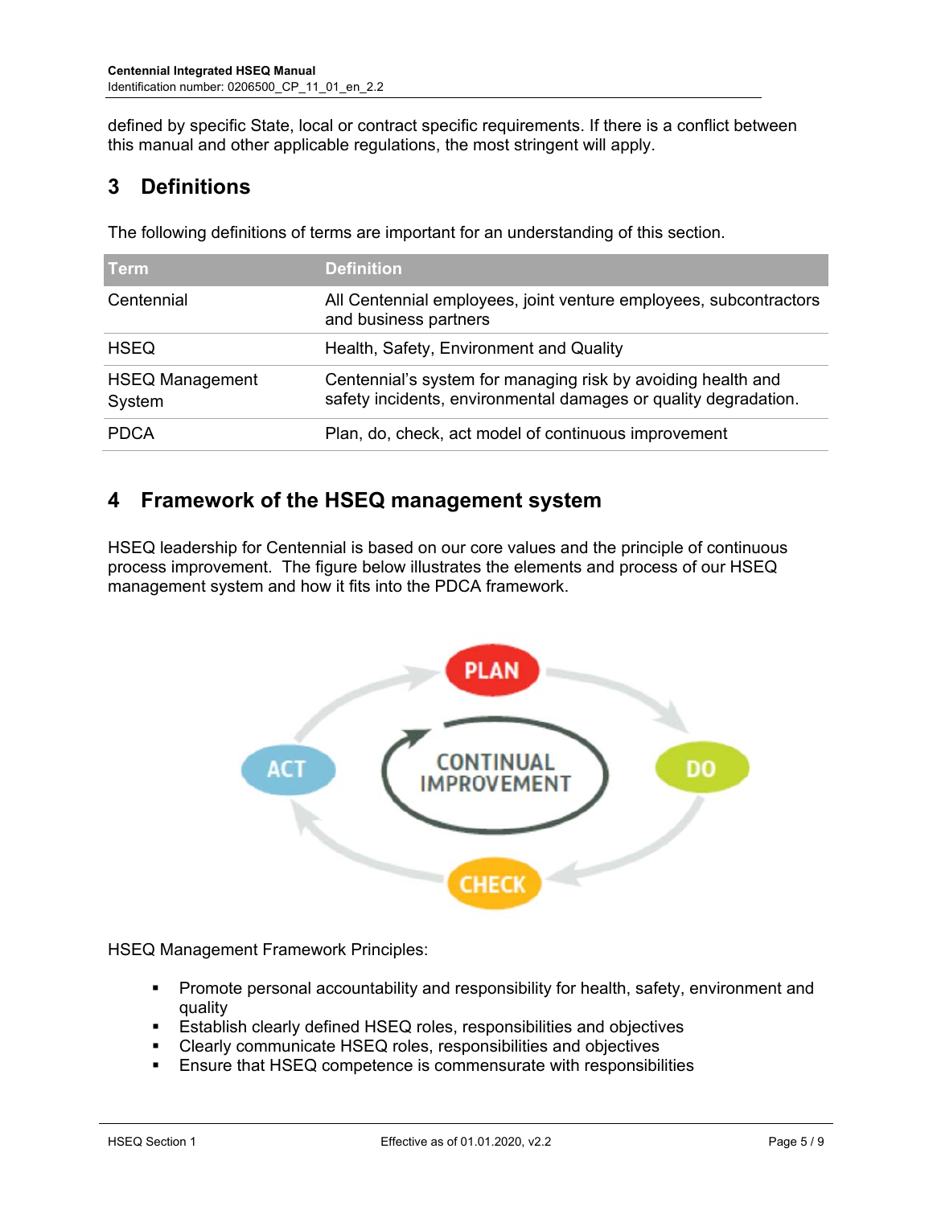defined by specific State, local or contract specific requirements. If there is a conflict between this manual and other applicable regulations, the most stringent will apply.

# 3 Definitions

The following definitions of terms are important for an understanding of this section.

| Term | Definition |
|---|---|
| Centennial | All Centennial employees, joint venture employees, subcontractors and business partners |
| HSEQ | Health, Safety, Environment and Quality |
| HSEQ Management System | Centennial's system for managing risk by avoiding health and safety incidents, environmental damages or quality degradation. |
| PDCA | Plan, do, check, act model of continuous improvement |

# 4 Framework of the HSEQ management system

HSEQ leadership for Centennial is based on our core values and the principle of continuous process improvement. The figure below illustrates the elements and process of our HSEQ management system and how it fits into the PDCA framework.

PLAN → DO → CHECK → ACT — CONTINUAL IMPROVEMENT

HSEQ Management Framework Principles:

- Promote personal accountability and responsibility for health, safety, environment and quality
- Establish clearly defined HSEQ roles, responsibilities and objectives
- Clearly communicate HSEQ roles, responsibilities and objectives
- Ensure that HSEQ competence is commensurate with responsibilities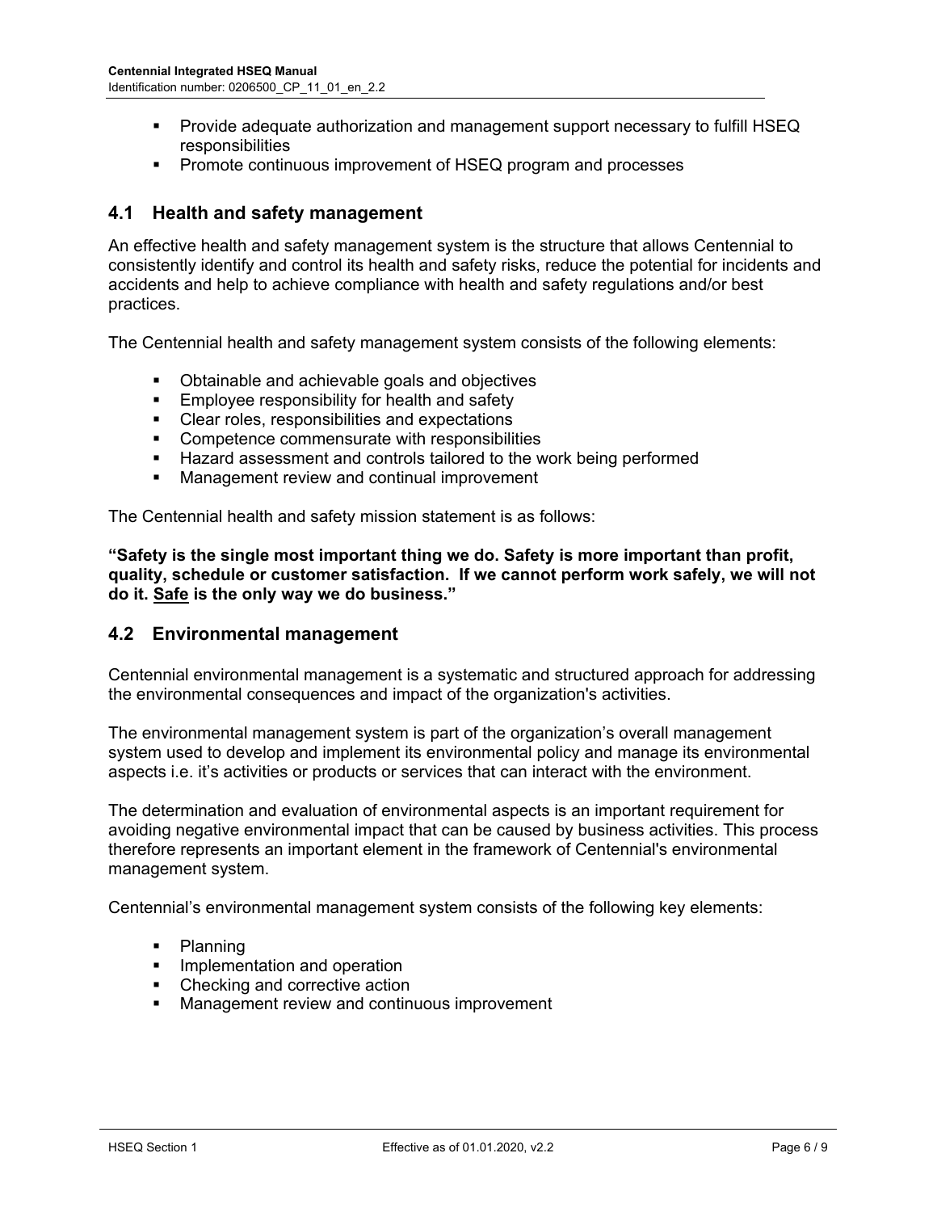- Provide adequate authorization and management support necessary to fulfill HSEQ responsibilities
- Promote continuous improvement of HSEQ program and processes

## 4.1 Health and safety management

An effective health and safety management system is the structure that allows Centennial to consistently identify and control its health and safety risks, reduce the potential for incidents and accidents and help to achieve compliance with health and safety regulations and/or best practices.

The Centennial health and safety management system consists of the following elements:

- Obtainable and achievable goals and objectives
- Employee responsibility for health and safety
- Clear roles, responsibilities and expectations
- Competence commensurate with responsibilities
- Hazard assessment and controls tailored to the work being performed
- Management review and continual improvement

The Centennial health and safety mission statement is as follows:

**"Safety is the single most important thing we do. Safety is more important than profit, quality, schedule or customer satisfaction. If we cannot perform work safely, we will not do it. <u>Safe</u> is the only way we do business."**

## 4.2 Environmental management

Centennial environmental management is a systematic and structured approach for addressing the environmental consequences and impact of the organization's activities.

The environmental management system is part of the organization's overall management system used to develop and implement its environmental policy and manage its environmental aspects i.e. it's activities or products or services that can interact with the environment.

The determination and evaluation of environmental aspects is an important requirement for avoiding negative environmental impact that can be caused by business activities. This process therefore represents an important element in the framework of Centennial's environmental management system.

Centennial's environmental management system consists of the following key elements:

- Planning
- Implementation and operation
- Checking and corrective action
- Management review and continuous improvement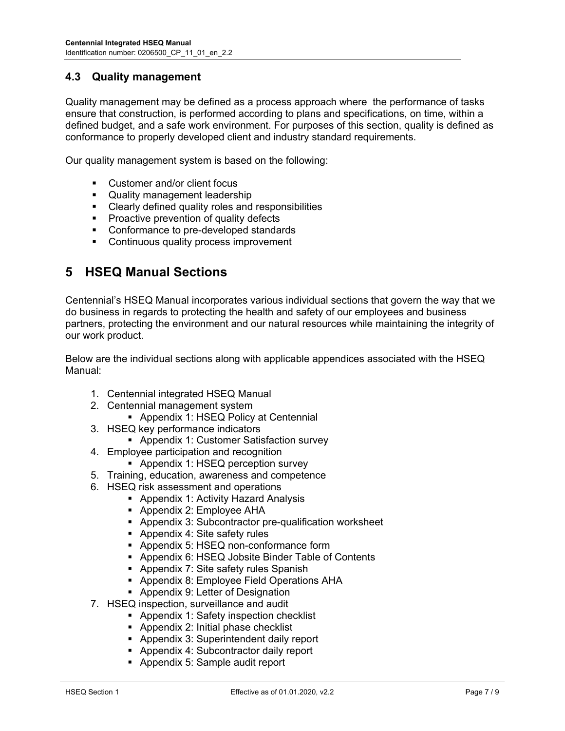## 4.3 Quality management

Quality management may be defined as a process approach where the performance of tasks ensure that construction, is performed according to plans and specifications, on time, within a defined budget, and a safe work environment. For purposes of this section, quality is defined as conformance to properly developed client and industry standard requirements.

Our quality management system is based on the following:

- Customer and/or client focus
- Quality management leadership
- Clearly defined quality roles and responsibilities
- Proactive prevention of quality defects
- Conformance to pre-developed standards
- Continuous quality process improvement

# 5 HSEQ Manual Sections

Centennial's HSEQ Manual incorporates various individual sections that govern the way that we do business in regards to protecting the health and safety of our employees and business partners, protecting the environment and our natural resources while maintaining the integrity of our work product.

Below are the individual sections along with applicable appendices associated with the HSEQ Manual:

1. Centennial integrated HSEQ Manual
2. Centennial management system
   - Appendix 1: HSEQ Policy at Centennial
3. HSEQ key performance indicators
   - Appendix 1: Customer Satisfaction survey
4. Employee participation and recognition
   - Appendix 1: HSEQ perception survey
5. Training, education, awareness and competence
6. HSEQ risk assessment and operations
   - Appendix 1: Activity Hazard Analysis
   - Appendix 2: Employee AHA
   - Appendix 3: Subcontractor pre-qualification worksheet
   - Appendix 4: Site safety rules
   - Appendix 5: HSEQ non-conformance form
   - Appendix 6: HSEQ Jobsite Binder Table of Contents
   - Appendix 7: Site safety rules Spanish
   - Appendix 8: Employee Field Operations AHA
   - Appendix 9: Letter of Designation
7. HSEQ inspection, surveillance and audit
   - Appendix 1: Safety inspection checklist
   - Appendix 2: Initial phase checklist
   - Appendix 3: Superintendent daily report
   - Appendix 4: Subcontractor daily report
   - Appendix 5: Sample audit report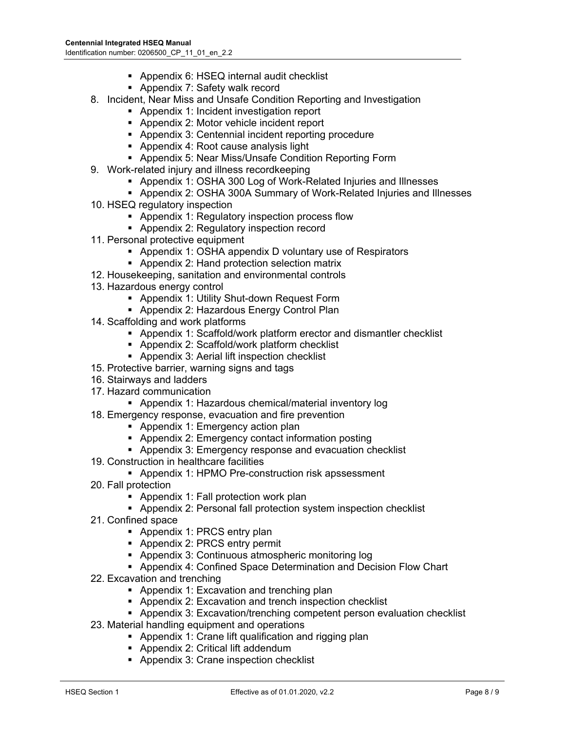- Appendix 6: HSEQ internal audit checklist
- Appendix 7: Safety walk record

8. Incident, Near Miss and Unsafe Condition Reporting and Investigation
   - Appendix 1: Incident investigation report
   - Appendix 2: Motor vehicle incident report
   - Appendix 3: Centennial incident reporting procedure
   - Appendix 4: Root cause analysis light
   - Appendix 5: Near Miss/Unsafe Condition Reporting Form
9. Work-related injury and illness recordkeeping
   - Appendix 1: OSHA 300 Log of Work-Related Injuries and Illnesses
   - Appendix 2: OSHA 300A Summary of Work-Related Injuries and Illnesses
10. HSEQ regulatory inspection
    - Appendix 1: Regulatory inspection process flow
    - Appendix 2: Regulatory inspection record
11. Personal protective equipment
    - Appendix 1: OSHA appendix D voluntary use of Respirators
    - Appendix 2: Hand protection selection matrix
12. Housekeeping, sanitation and environmental controls
13. Hazardous energy control
    - Appendix 1: Utility Shut-down Request Form
    - Appendix 2: Hazardous Energy Control Plan
14. Scaffolding and work platforms
    - Appendix 1: Scaffold/work platform erector and dismantler checklist
    - Appendix 2: Scaffold/work platform checklist
    - Appendix 3: Aerial lift inspection checklist
15. Protective barrier, warning signs and tags
16. Stairways and ladders
17. Hazard communication
    - Appendix 1: Hazardous chemical/material inventory log
18. Emergency response, evacuation and fire prevention
    - Appendix 1: Emergency action plan
    - Appendix 2: Emergency contact information posting
    - Appendix 3: Emergency response and evacuation checklist
19. Construction in healthcare facilities
    - Appendix 1: HPMO Pre-construction risk apssessment
20. Fall protection
    - Appendix 1: Fall protection work plan
    - Appendix 2: Personal fall protection system inspection checklist
21. Confined space
    - Appendix 1: PRCS entry plan
    - Appendix 2: PRCS entry permit
    - Appendix 3: Continuous atmospheric monitoring log
    - Appendix 4: Confined Space Determination and Decision Flow Chart
22. Excavation and trenching
    - Appendix 1: Excavation and trenching plan
    - Appendix 2: Excavation and trench inspection checklist
    - Appendix 3: Excavation/trenching competent person evaluation checklist
23. Material handling equipment and operations
    - Appendix 1: Crane lift qualification and rigging plan
    - Appendix 2: Critical lift addendum
    - Appendix 3: Crane inspection checklist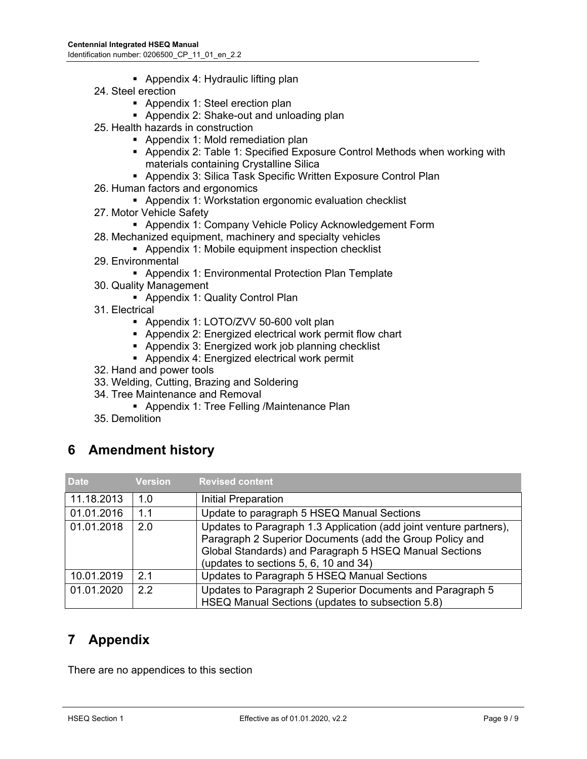- Appendix 4: Hydraulic lifting plan

24. Steel erection
    - Appendix 1: Steel erection plan
    - Appendix 2: Shake-out and unloading plan
25. Health hazards in construction
    - Appendix 1: Mold remediation plan
    - Appendix 2: Table 1: Specified Exposure Control Methods when working with materials containing Crystalline Silica
    - Appendix 3: Silica Task Specific Written Exposure Control Plan
26. Human factors and ergonomics
    - Appendix 1: Workstation ergonomic evaluation checklist
27. Motor Vehicle Safety
    - Appendix 1: Company Vehicle Policy Acknowledgement Form
28. Mechanized equipment, machinery and specialty vehicles
    - Appendix 1: Mobile equipment inspection checklist
29. Environmental
    - Appendix 1: Environmental Protection Plan Template
30. Quality Management
    - Appendix 1: Quality Control Plan
31. Electrical
    - Appendix 1: LOTO/ZVV 50-600 volt plan
    - Appendix 2: Energized electrical work permit flow chart
    - Appendix 3: Energized work job planning checklist
    - Appendix 4: Energized electrical work permit
32. Hand and power tools
33. Welding, Cutting, Brazing and Soldering
34. Tree Maintenance and Removal
    - Appendix 1: Tree Felling /Maintenance Plan
35. Demolition

## 6 Amendment history

| Date | Version | Revised content |
|---|---|---|
| 11.18.2013 | 1.0 | Initial Preparation |
| 01.01.2016 | 1.1 | Update to paragraph 5 HSEQ Manual Sections |
| 01.01.2018 | 2.0 | Updates to Paragraph 1.3 Application (add joint venture partners), Paragraph 2 Superior Documents (add the Group Policy and Global Standards) and Paragraph 5 HSEQ Manual Sections (updates to sections 5, 6, 10 and 34) |
| 10.01.2019 | 2.1 | Updates to Paragraph 5 HSEQ Manual Sections |
| 01.01.2020 | 2.2 | Updates to Paragraph 2 Superior Documents and Paragraph 5 HSEQ Manual Sections (updates to subsection 5.8) |

## 7 Appendix

There are no appendices to this section